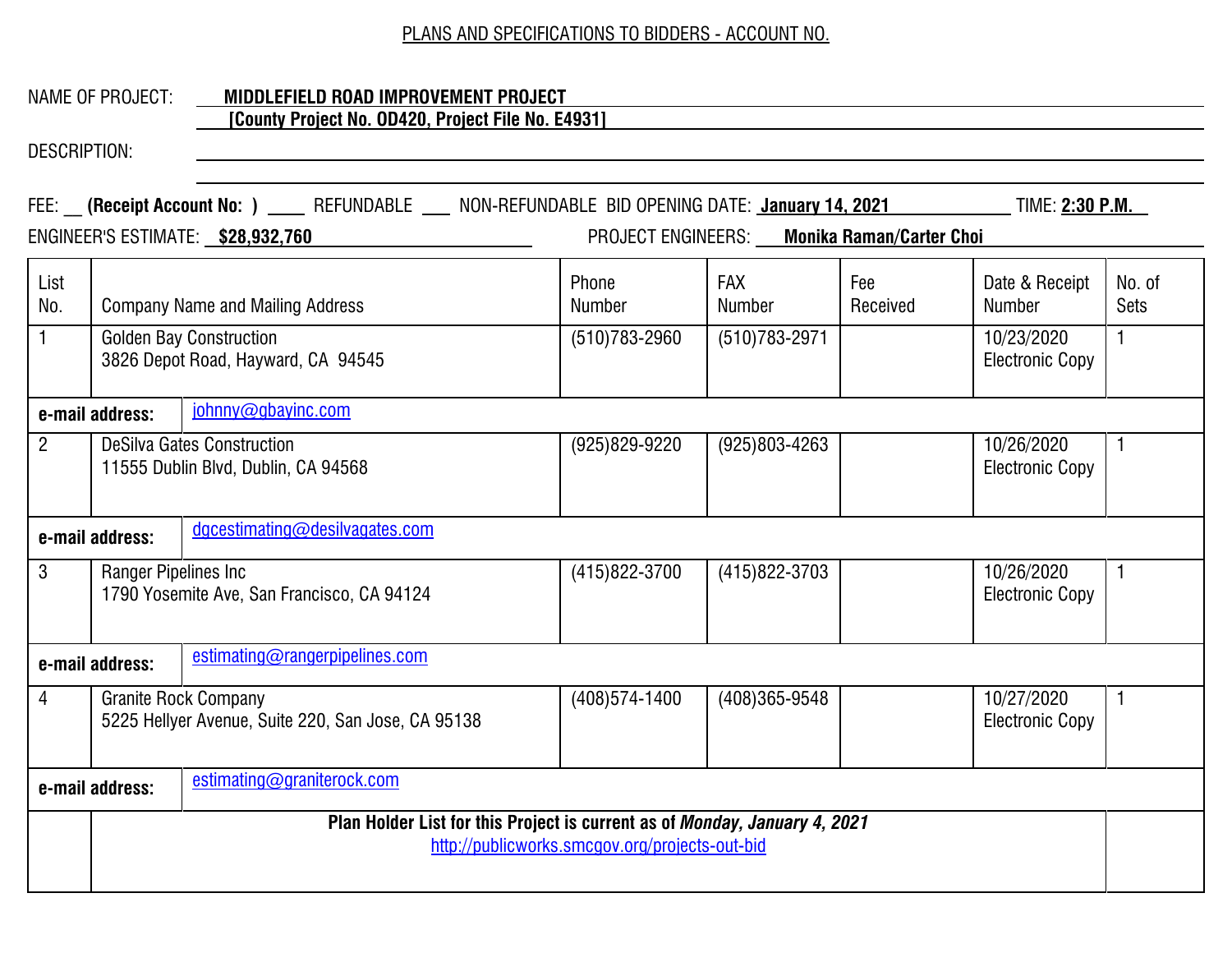PLANS AND SPECIFICATIONS TO BIDDERS - ACCOUNT NO.

NAME OF PROJECT: **MIDDLEFIELD ROAD IMPROVEMENT PROJECT**
**[County Project No. OD420, Project File No. E4931]**

DESCRIPTION:

FEE: __ **(Receipt Account No: )** ____ REFUNDABLE ___ NON-REFUNDABLE BID OPENING DATE: **January 14, 2021** TIME: **2:30 P.M.**

ENGINEER'S ESTIMATE: **$28,932,760** PROJECT ENGINEERS: **Monika Raman/Carter Choi**

| List No. | Company Name and Mailing Address | Phone Number | FAX Number | Fee Received | Date & Receipt Number | No. of Sets |
|---|---|---|---|---|---|---|
| 1 | Golden Bay Construction<br>3826 Depot Road, Hayward, CA 94545 | (510)783-2960 | (510)783-2971 | | 10/23/2020<br>Electronic Copy | 1 |
| **e-mail address:** | johnny@gbayinc.com | | | | | |
| 2 | DeSilva Gates Construction<br>11555 Dublin Blvd, Dublin, CA 94568 | (925)829-9220 | (925)803-4263 | | 10/26/2020<br>Electronic Copy | 1 |
| **e-mail address:** | dgcestimating@desilvagates.com | | | | | |
| 3 | Ranger Pipelines Inc<br>1790 Yosemite Ave, San Francisco, CA 94124 | (415)822-3700 | (415)822-3703 | | 10/26/2020<br>Electronic Copy | 1 |
| **e-mail address:** | estimating@rangerpipelines.com | | | | | |
| 4 | Granite Rock Company<br>5225 Hellyer Avenue, Suite 220, San Jose, CA 95138 | (408)574-1400 | (408)365-9548 | | 10/27/2020<br>Electronic Copy | 1 |
| **e-mail address:** | estimating@graniterock.com | | | | | |
| | **Plan Holder List for this Project is current as of *Monday, January 4, 2021***<br>http://publicworks.smcgov.org/projects-out-bid | | | | | |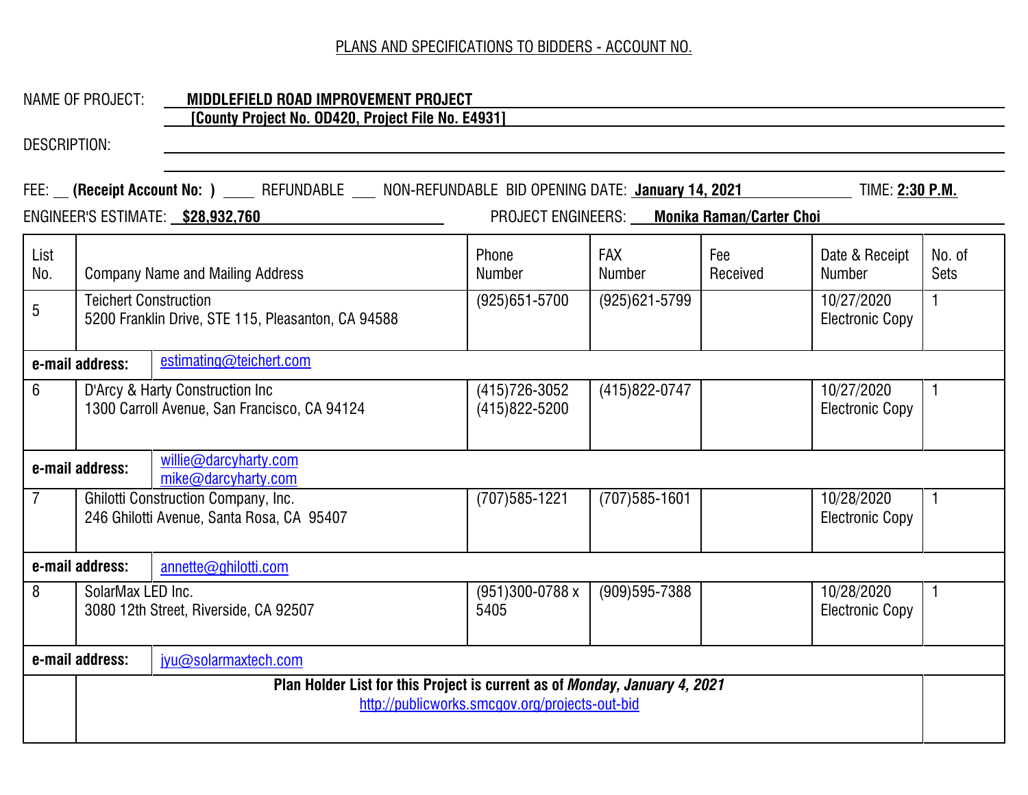PLANS AND SPECIFICATIONS TO BIDDERS - ACCOUNT NO.

NAME OF PROJECT: **MIDDLEFIELD ROAD IMPROVEMENT PROJECT**
**[County Project No. OD420, Project File No. E4931]**

DESCRIPTION:

FEE: __ **(Receipt Account No: )** ____ REFUNDABLE ___ NON-REFUNDABLE BID OPENING DATE: **January 14, 2021** TIME: **2:30 P.M.**

ENGINEER'S ESTIMATE: **$28,932,760** PROJECT ENGINEERS: **Monika Raman/Carter Choi**

| List No. | Company Name and Mailing Address | Phone Number | FAX Number | Fee Received | Date & Receipt Number | No. of Sets |
|---|---|---|---|---|---|---|
| 5 | Teichert Construction<br>5200 Franklin Drive, STE 115, Pleasanton, CA 94588 | (925)651-5700 | (925)621-5799 | | 10/27/2020<br>Electronic Copy | 1 |
| **e-mail address:** | estimating@teichert.com | | | | | |
| 6 | D'Arcy & Harty Construction Inc<br>1300 Carroll Avenue, San Francisco, CA 94124 | (415)726-3052<br>(415)822-5200 | (415)822-0747 | | 10/27/2020<br>Electronic Copy | 1 |
| **e-mail address:** | willie@darcyharty.com<br>mike@darcyharty.com | | | | | |
| 7 | Ghilotti Construction Company, Inc.<br>246 Ghilotti Avenue, Santa Rosa, CA 95407 | (707)585-1221 | (707)585-1601 | | 10/28/2020<br>Electronic Copy | 1 |
| **e-mail address:** | annette@ghilotti.com | | | | | |
| 8 | SolarMax LED Inc.<br>3080 12th Street, Riverside, CA 92507 | (951)300-0788 x 5405 | (909)595-7388 | | 10/28/2020<br>Electronic Copy | 1 |
| **e-mail address:** | jyu@solarmaxtech.com | | | | | |
| | **Plan Holder List for this Project is current as of *Monday, January 4, 2021***<br>http://publicworks.smcgov.org/projects-out-bid | | | | | |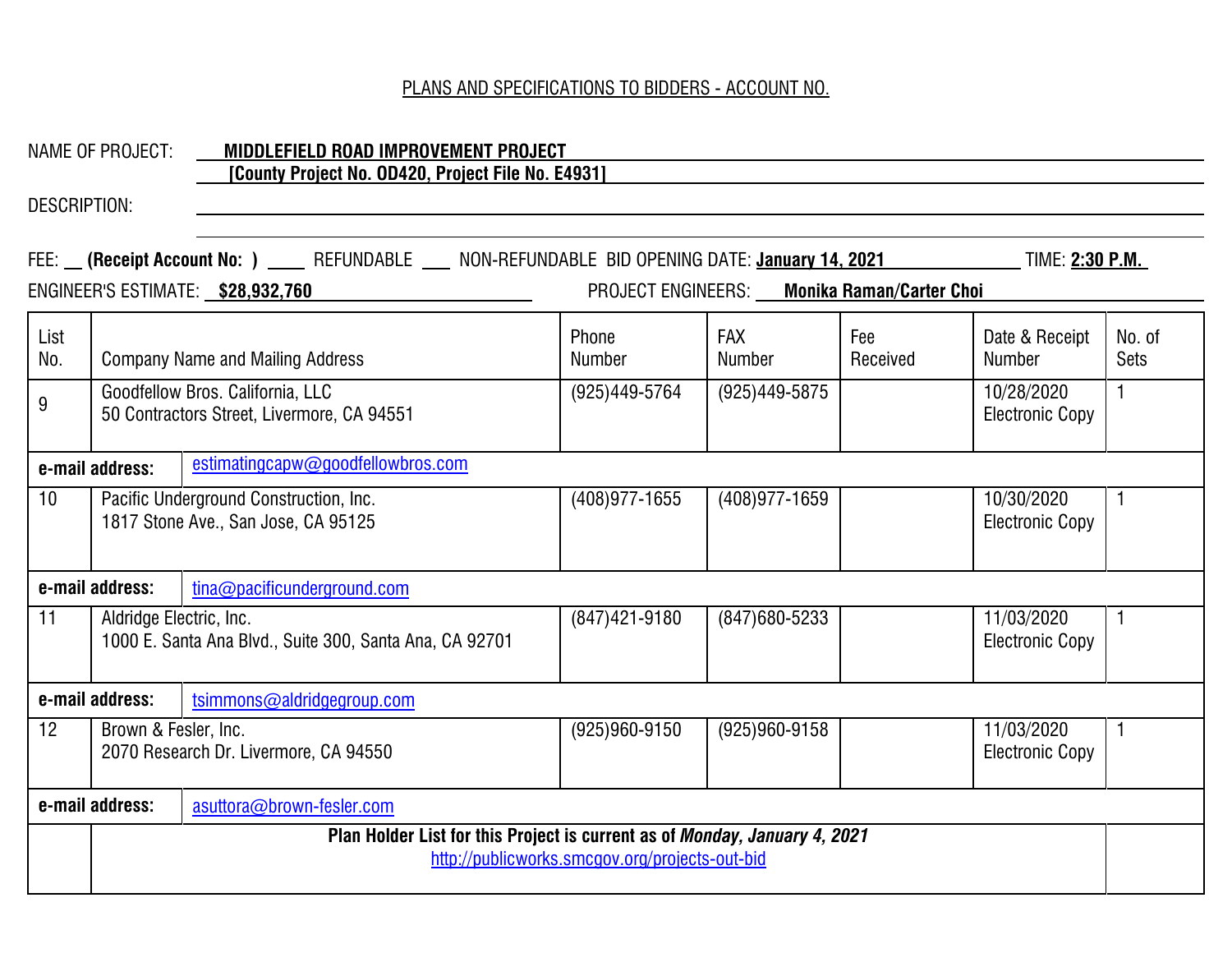PLANS AND SPECIFICATIONS TO BIDDERS - ACCOUNT NO.

NAME OF PROJECT: **MIDDLEFIELD ROAD IMPROVEMENT PROJECT**
**[County Project No. OD420, Project File No. E4931]**

DESCRIPTION:

FEE: __ **(Receipt Account No: )** ____ REFUNDABLE ___ NON-REFUNDABLE BID OPENING DATE: **January 14, 2021** TIME: **2:30 P.M.**

ENGINEER'S ESTIMATE: **$28,932,760** PROJECT ENGINEERS: **Monika Raman/Carter Choi**

| List No. | Company Name and Mailing Address | Phone Number | FAX Number | Fee Received | Date & Receipt Number | No. of Sets |
|---|---|---|---|---|---|---|
| 9 | Goodfellow Bros. California, LLC<br>50 Contractors Street, Livermore, CA 94551 | (925)449-5764 | (925)449-5875 | | 10/28/2020<br>Electronic Copy | 1 |
| **e-mail address:** | estimatingcapw@goodfellowbros.com | | | | | |
| 10 | Pacific Underground Construction, Inc.<br>1817 Stone Ave., San Jose, CA 95125 | (408)977-1655 | (408)977-1659 | | 10/30/2020<br>Electronic Copy | 1 |
| **e-mail address:** | tina@pacificunderground.com | | | | | |
| 11 | Aldridge Electric, Inc.<br>1000 E. Santa Ana Blvd., Suite 300, Santa Ana, CA 92701 | (847)421-9180 | (847)680-5233 | | 11/03/2020<br>Electronic Copy | 1 |
| **e-mail address:** | tsimmons@aldridgegroup.com | | | | | |
| 12 | Brown & Fesler, Inc.<br>2070 Research Dr. Livermore, CA 94550 | (925)960-9150 | (925)960-9158 | | 11/03/2020<br>Electronic Copy | 1 |
| **e-mail address:** | asuttora@brown-fesler.com | | | | | |
| | **Plan Holder List for this Project is current as of *Monday, January 4, 2021***<br>http://publicworks.smcgov.org/projects-out-bid | | | | | |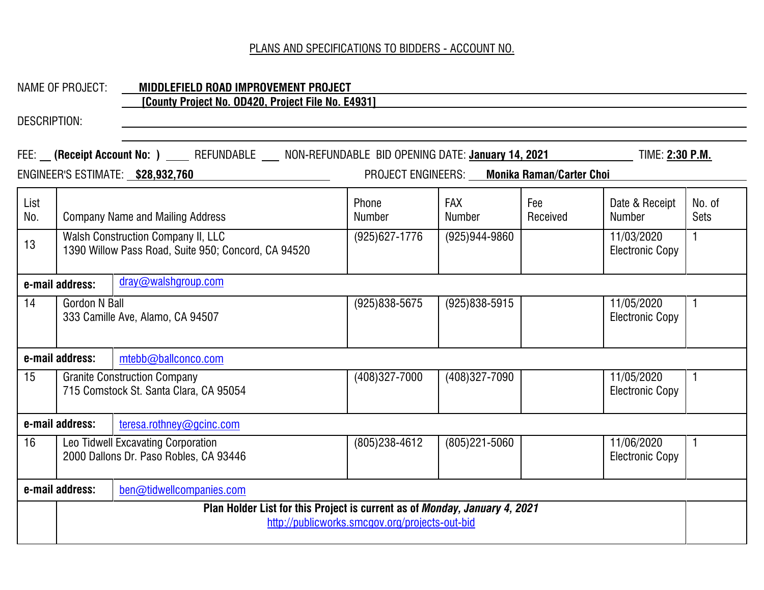PLANS AND SPECIFICATIONS TO BIDDERS - ACCOUNT NO.

NAME OF PROJECT: **MIDDLEFIELD ROAD IMPROVEMENT PROJECT**
**[County Project No. OD420, Project File No. E4931]**

DESCRIPTION:

FEE: ___ **(Receipt Account No: )** ____ REFUNDABLE ___ NON-REFUNDABLE BID OPENING DATE: **January 14, 2021** TIME: **2:30 P.M.**

ENGINEER'S ESTIMATE: **$28,932,760** PROJECT ENGINEERS: **Monika Raman/Carter Choi**

| List No. | Company Name and Mailing Address | Phone Number | FAX Number | Fee Received | Date & Receipt Number | No. of Sets |
|---|---|---|---|---|---|---|
| 13 | Walsh Construction Company II, LLC<br>1390 Willow Pass Road, Suite 950; Concord, CA 94520 | (925)627-1776 | (925)944-9860 | | 11/03/2020 Electronic Copy | 1 |
| **e-mail address:** | dray@walshgroup.com | | | | | |
| 14 | Gordon N Ball<br>333 Camille Ave, Alamo, CA 94507 | (925)838-5675 | (925)838-5915 | | 11/05/2020 Electronic Copy | 1 |
| **e-mail address:** | mtebb@ballconco.com | | | | | |
| 15 | Granite Construction Company<br>715 Comstock St. Santa Clara, CA 95054 | (408)327-7000 | (408)327-7090 | | 11/05/2020 Electronic Copy | 1 |
| **e-mail address:** | teresa.rothney@gcinc.com | | | | | |
| 16 | Leo Tidwell Excavating Corporation<br>2000 Dallons Dr. Paso Robles, CA 93446 | (805)238-4612 | (805)221-5060 | | 11/06/2020 Electronic Copy | 1 |
| **e-mail address:** | ben@tidwellcompanies.com | | | | | |
| | **Plan Holder List for this Project is current as of *Monday, January 4, 2021***<br>http://publicworks.smcgov.org/projects-out-bid | | | | | |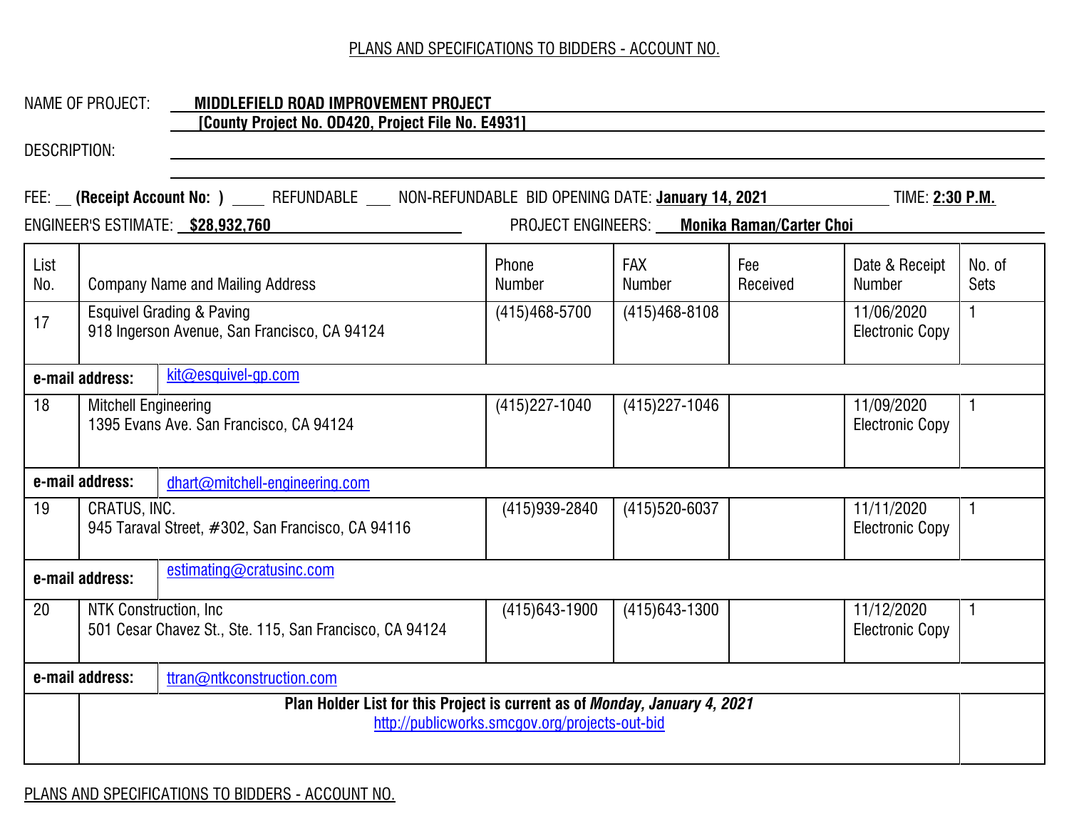PLANS AND SPECIFICATIONS TO BIDDERS - ACCOUNT NO.

NAME OF PROJECT: **MIDDLEFIELD ROAD IMPROVEMENT PROJECT**
**[County Project No. OD420, Project File No. E4931]**

DESCRIPTION:

FEE: __ **(Receipt Account No: )** ____ REFUNDABLE ___ NON-REFUNDABLE BID OPENING DATE: **January 14, 2021** TIME: **2:30 P.M.**

ENGINEER'S ESTIMATE: **$28,932,760** PROJECT ENGINEERS: **Monika Raman/Carter Choi**

| List No. | Company Name and Mailing Address | Phone Number | FAX Number | Fee Received | Date & Receipt Number | No. of Sets |
|---|---|---|---|---|---|---|
| 17 | Esquivel Grading & Paving<br>918 Ingerson Avenue, San Francisco, CA 94124 | (415)468-5700 | (415)468-8108 | | 11/06/2020<br>Electronic Copy | 1 |
| **e-mail address:** | kit@esquivel-gp.com | | | | | |
| 18 | Mitchell Engineering<br>1395 Evans Ave. San Francisco, CA 94124 | (415)227-1040 | (415)227-1046 | | 11/09/2020<br>Electronic Copy | 1 |
| **e-mail address:** | dhart@mitchell-engineering.com | | | | | |
| 19 | CRATUS, INC.<br>945 Taraval Street, #302, San Francisco, CA 94116 | (415)939-2840 | (415)520-6037 | | 11/11/2020<br>Electronic Copy | 1 |
| **e-mail address:** | estimating@cratusinc.com | | | | | |
| 20 | NTK Construction, Inc<br>501 Cesar Chavez St., Ste. 115, San Francisco, CA 94124 | (415)643-1900 | (415)643-1300 | | 11/12/2020<br>Electronic Copy | 1 |
| **e-mail address:** | ttran@ntkconstruction.com | | | | | |
| | **Plan Holder List for this Project is current as of *Monday, January 4, 2021***<br>http://publicworks.smcgov.org/projects-out-bid | | | | | |

PLANS AND SPECIFICATIONS TO BIDDERS - ACCOUNT NO.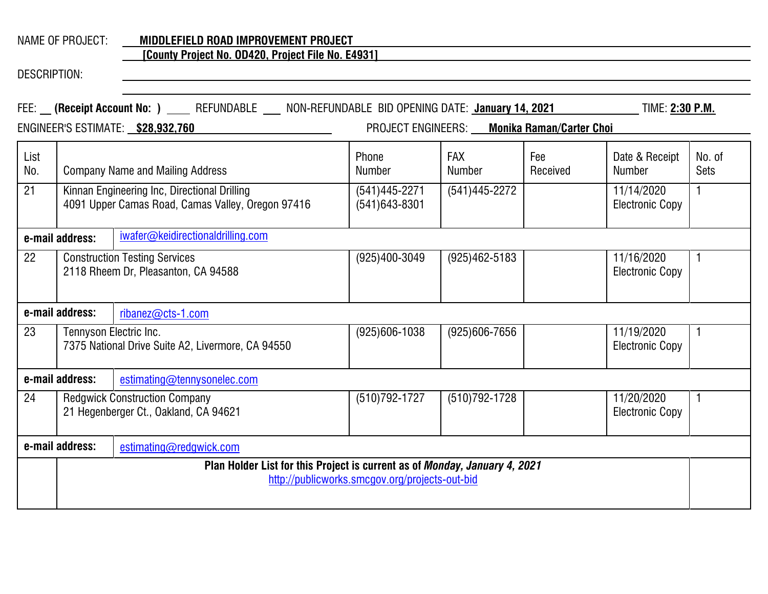NAME OF PROJECT: **MIDDLEFIELD ROAD IMPROVEMENT PROJECT**
**[County Project No. OD420, Project File No. E4931]**

DESCRIPTION:

FEE: __ **(Receipt Account No: )** ____ REFUNDABLE ___ NON-REFUNDABLE BID OPENING DATE: **January 14, 2021** TIME: **2:30 P.M.**

ENGINEER'S ESTIMATE: **$28,932,760** PROJECT ENGINEERS: **Monika Raman/Carter Choi**

| List No. | Company Name and Mailing Address | Phone Number | FAX Number | Fee Received | Date & Receipt Number | No. of Sets |
|---|---|---|---|---|---|---|
| 21 | Kinnan Engineering Inc, Directional Drilling<br>4091 Upper Camas Road, Camas Valley, Oregon 97416 | (541)445-2271<br>(541)643-8301 | (541)445-2272 | | 11/14/2020<br>Electronic Copy | 1 |
| **e-mail address:** | iwafer@keidirectionaldrilling.com | | | | | |
| 22 | Construction Testing Services<br>2118 Rheem Dr, Pleasanton, CA 94588 | (925)400-3049 | (925)462-5183 | | 11/16/2020<br>Electronic Copy | 1 |
| **e-mail address:** | ribanez@cts-1.com | | | | | |
| 23 | Tennyson Electric Inc.<br>7375 National Drive Suite A2, Livermore, CA 94550 | (925)606-1038 | (925)606-7656 | | 11/19/2020<br>Electronic Copy | 1 |
| **e-mail address:** | estimating@tennysonelec.com | | | | | |
| 24 | Redgwick Construction Company<br>21 Hegenberger Ct., Oakland, CA 94621 | (510)792-1727 | (510)792-1728 | | 11/20/2020<br>Electronic Copy | 1 |
| **e-mail address:** | estimating@redgwick.com | | | | | |
| | **Plan Holder List for this Project is current as of *Monday, January 4, 2021***<br>http://publicworks.smcgov.org/projects-out-bid | | | | | |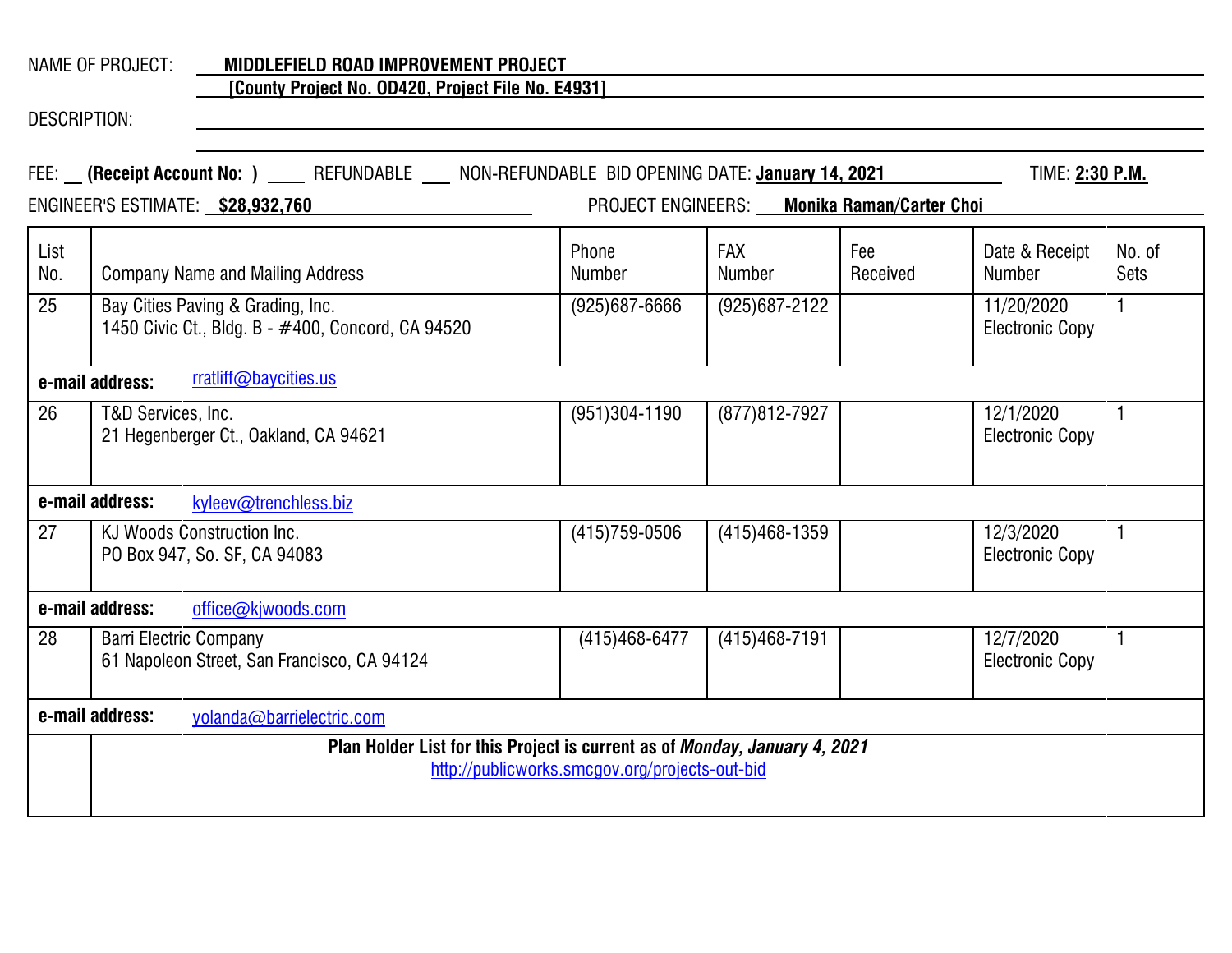NAME OF PROJECT: **MIDDLEFIELD ROAD IMPROVEMENT PROJECT**
**[County Project No. OD420, Project File No. E4931]**

DESCRIPTION:

FEE: __ **(Receipt Account No: )** ____ REFUNDABLE ___ NON-REFUNDABLE BID OPENING DATE: **January 14, 2021** TIME: **2:30 P.M.**

ENGINEER'S ESTIMATE: **$28,932,760** PROJECT ENGINEERS: **Monika Raman/Carter Choi**

| List No. | Company Name and Mailing Address | Phone Number | FAX Number | Fee Received | Date & Receipt Number | No. of Sets |
|---|---|---|---|---|---|---|
| 25 | Bay Cities Paving & Grading, Inc.<br>1450 Civic Ct., Bldg. B - #400, Concord, CA 94520 | (925)687-6666 | (925)687-2122 | | 11/20/2020<br>Electronic Copy | 1 |
| **e-mail address:** | rratliff@baycities.us | | | | | |
| 26 | T&D Services, Inc.<br>21 Hegenberger Ct., Oakland, CA 94621 | (951)304-1190 | (877)812-7927 | | 12/1/2020<br>Electronic Copy | 1 |
| **e-mail address:** | kyleev@trenchless.biz | | | | | |
| 27 | KJ Woods Construction Inc.<br>PO Box 947, So. SF, CA 94083 | (415)759-0506 | (415)468-1359 | | 12/3/2020<br>Electronic Copy | 1 |
| **e-mail address:** | office@kjwoods.com | | | | | |
| 28 | Barri Electric Company<br>61 Napoleon Street, San Francisco, CA 94124 | (415)468-6477 | (415)468-7191 | | 12/7/2020<br>Electronic Copy | 1 |
| **e-mail address:** | yolanda@barrielectric.com | | | | | |

**Plan Holder List for this Project is current as of *Monday, January 4, 2021***
http://publicworks.smcgov.org/projects-out-bid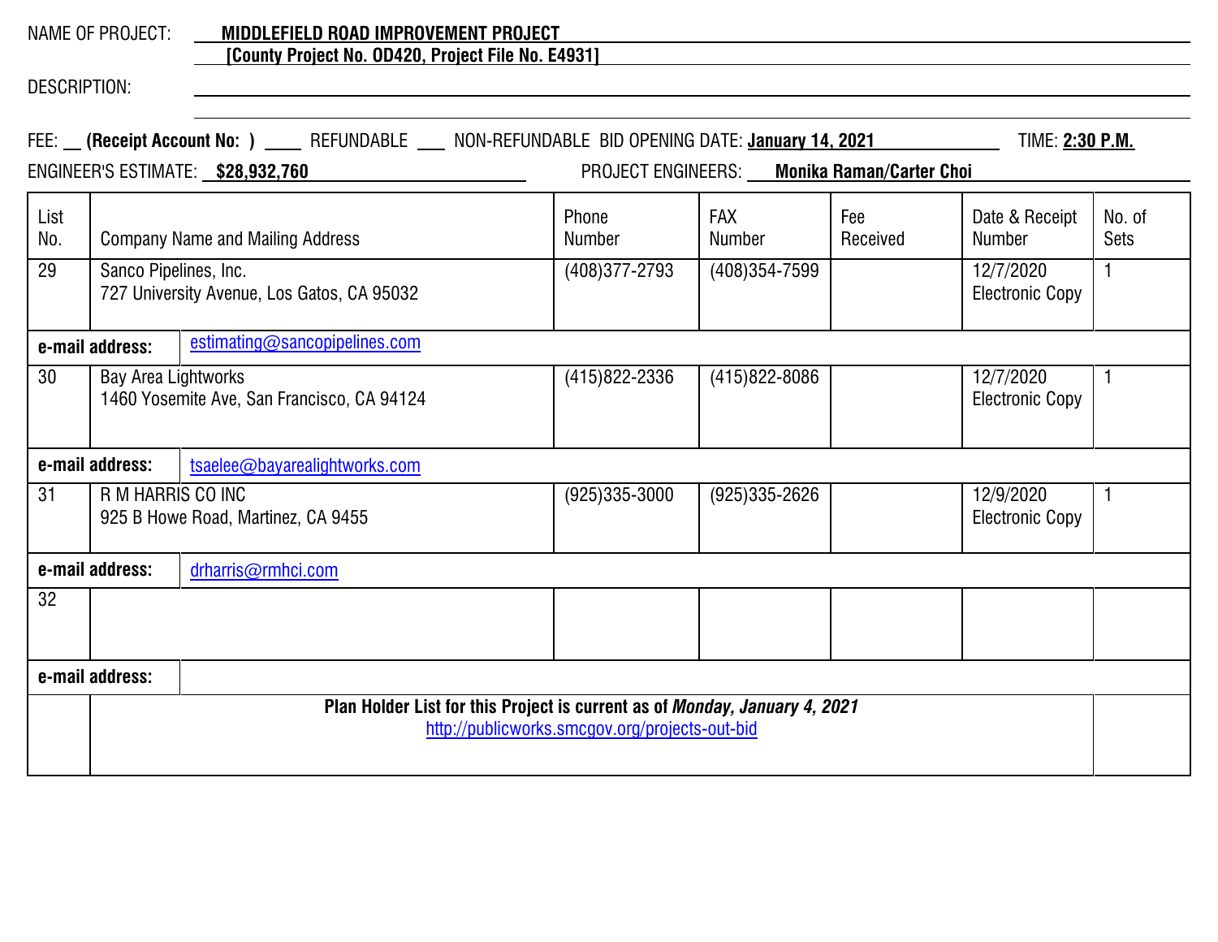NAME OF PROJECT: **MIDDLEFIELD ROAD IMPROVEMENT PROJECT**
**[County Project No. OD420, Project File No. E4931]**

DESCRIPTION:

FEE: __ **(Receipt Account No: )** ____ REFUNDABLE ___ NON-REFUNDABLE BID OPENING DATE: **January 14, 2021** TIME: **2:30 P.M.**

ENGINEER'S ESTIMATE: **$28,932,760** PROJECT ENGINEERS: **Monika Raman/Carter Choi**

| List No. | Company Name and Mailing Address | Phone Number | FAX Number | Fee Received | Date & Receipt Number | No. of Sets |
|---|---|---|---|---|---|---|
| 29 | Sanco Pipelines, Inc.<br>727 University Avenue, Los Gatos, CA 95032 | (408)377-2793 | (408)354-7599 | | 12/7/2020<br>Electronic Copy | 1 |
| **e-mail address:** | estimating@sancopipelines.com | | | | | |
| 30 | Bay Area Lightworks<br>1460 Yosemite Ave, San Francisco, CA 94124 | (415)822-2336 | (415)822-8086 | | 12/7/2020<br>Electronic Copy | 1 |
| **e-mail address:** | tsaelee@bayarealightworks.com | | | | | |
| 31 | R M HARRIS CO INC<br>925 B Howe Road, Martinez, CA 9455 | (925)335-3000 | (925)335-2626 | | 12/9/2020<br>Electronic Copy | 1 |
| **e-mail address:** | drharris@rmhci.com | | | | | |
| 32 | | | | | | |
| **e-mail address:** | | | | | | |
| | **Plan Holder List for this Project is current as of *Monday, January 4, 2021***<br>http://publicworks.smcgov.org/projects-out-bid | | | | | |